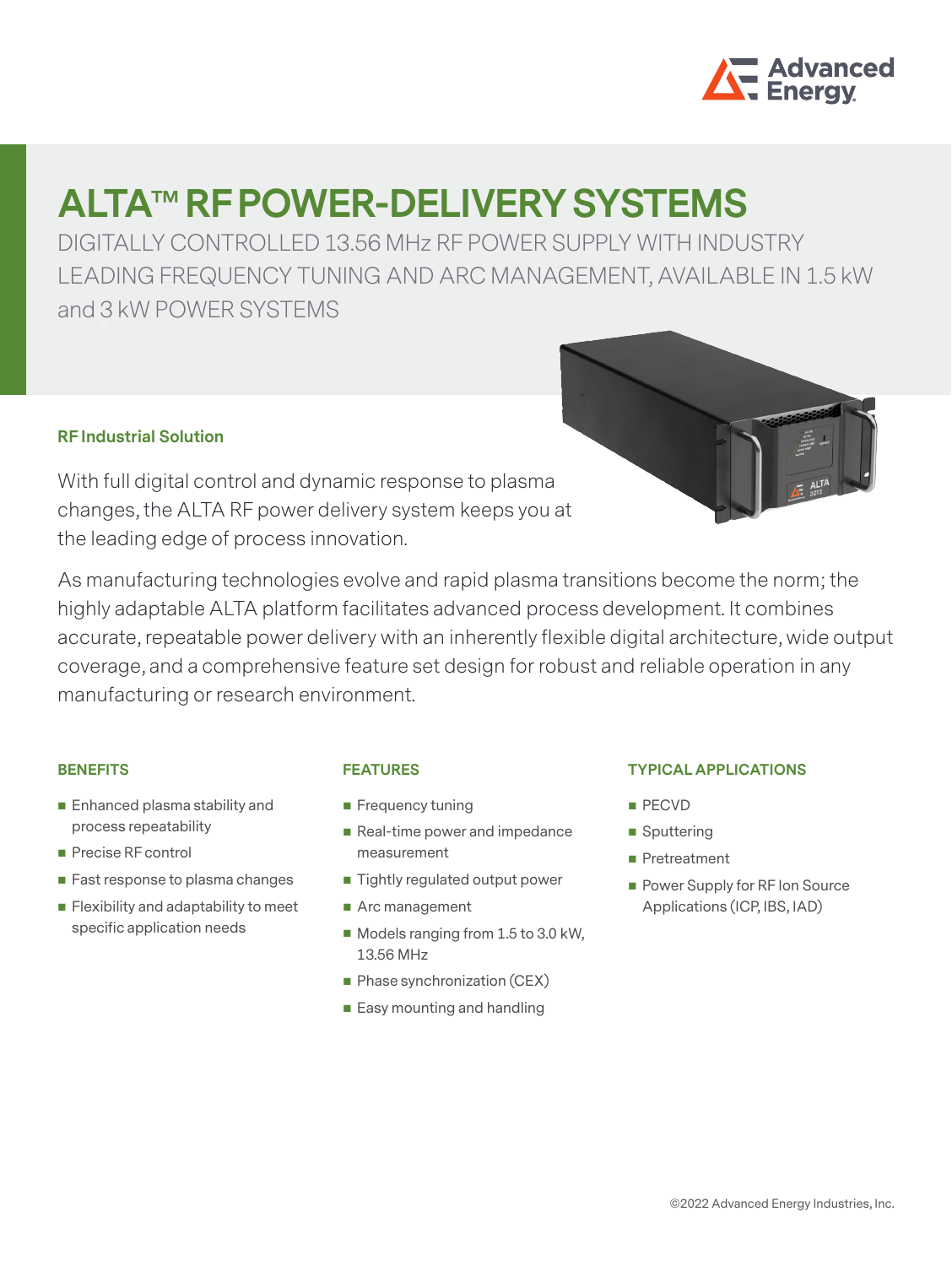# ALTA™ RF POWER-DELIVERY SYSTEMS

DIGITALLY CONTROLLED 13.56 MHz RF POWER SUPPLY WITH INDUSTRY LEADING FREQUENCY TUNING AND ARC MANAGEMENT, AVAILABLE IN 1.5 kW and 3 kW POWER SYSTEMS

### RF Industrial Solution

With full digital control and dynamic response to plasma changes, the ALTA RF power delivery system keeps you at the leading edge of process innovation.

As manufacturing technologies evolve and rapid plasma transitions become the norm; the highly adaptable ALTA platform facilitates advanced process development. It combines accurate, repeatable power delivery with an inherently flexible digital architecture, wide output coverage, and a comprehensive feature set design for robust and reliable operation in any manufacturing or research environment.

### BENEFITS

- Enhanced plasma stability and process repeatability
- Precise RF control
- Fast response to plasma changes
- Flexibility and adaptability to meet specific application needs

### FEATURES

- Frequency tuning
- Real-time power and impedance measurement
- Tightly regulated output power
- Arc management
- Models ranging from 1.5 to 3.0 kW, 13.56 MHz
- Phase synchronization (CEX)
- Easy mounting and handling

### TYPICAL APPLICATIONS

- PECVD
- Sputtering
- Pretreatment
- Power Supply for RF Ion Source Applications (ICP, IBS, IAD)

©2022 Advanced Energy Industries, Inc.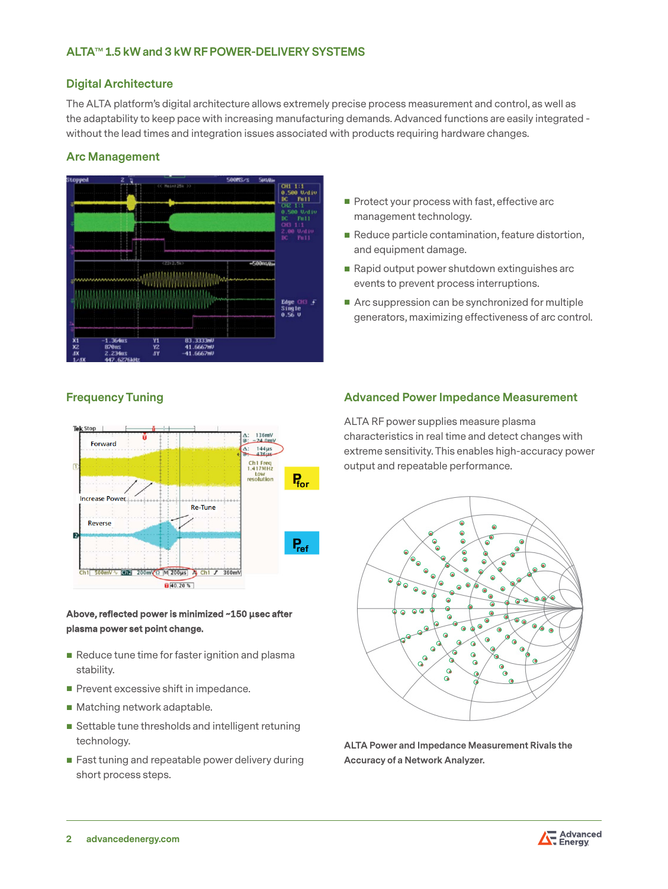## ALTA™ 1.5 kW and 3 kW RF POWER-DELIVERY SYSTEMS

### Digital Architecture

The ALTA platform's digital architecture allows extremely precise process measurement and control, as well as the adaptability to keep pace with increasing manufacturing demands. Advanced functions are easily integrated - without the lead times and integration issues associated with products requiring hardware changes.

### Arc Management

- Protect your process with fast, effective arc management technology.
- Reduce particle contamination, feature distortion, and equipment damage.
- Rapid output power shutdown extinguishes arc events to prevent process interruptions.
- Arc suppression can be synchronized for multiple generators, maximizing effectiveness of arc control.

### Frequency Tuning

Forward

Increase Power

Re-Tune

Reverse

$P_{for}$

$P_{ref}$

**Above, reflected power is minimized ~150 µsec after plasma power set point change.**

- Reduce tune time for faster ignition and plasma stability.
- Prevent excessive shift in impedance.
- Matching network adaptable.
- Settable tune thresholds and intelligent retuning technology.
- Fast tuning and repeatable power delivery during short process steps.

### Advanced Power Impedance Measurement

ALTA RF power supplies measure plasma characteristics in real time and detect changes with extreme sensitivity. This enables high-accuracy power output and repeatable performance.

**ALTA Power and Impedance Measurement Rivals the Accuracy of a Network Analyzer.**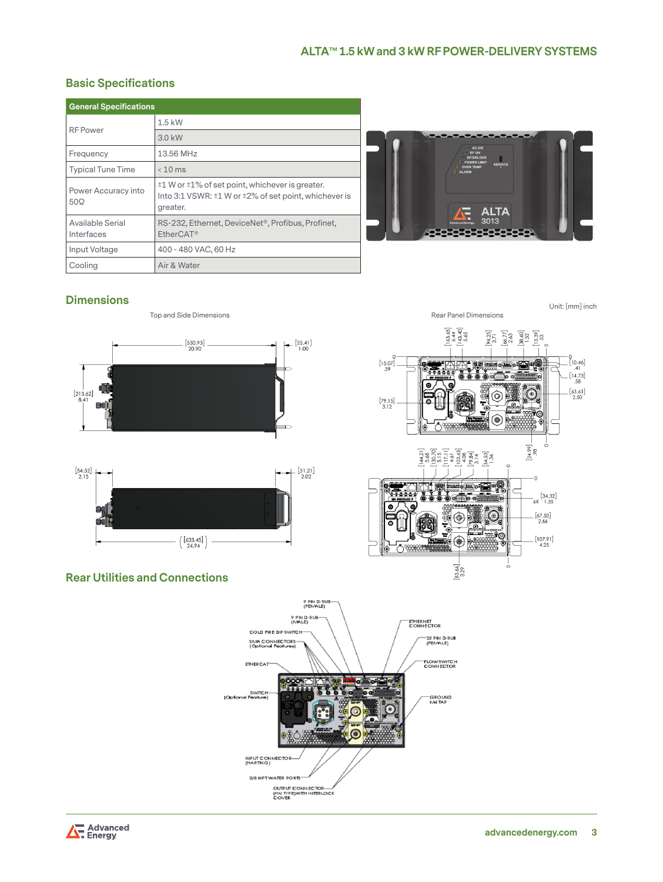## Basic Specifications

| General Specifications | |
|---|---|
| RF Power | 1.5 kW |
| | 3.0 kW |
| Frequency | 13.56 MHz |
| Typical Tune Time | < 10 ms |
| Power Accuracy into 50Ω | ±1 W or ±1% of set point, whichever is greater. Into 3:1 VSWR: ±1 W or ±2% of set point, whichever is greater. |
| Available Serial Interfaces | RS-232, Ethernet, DeviceNet®, Profibus, Profinet, EtherCAT® |
| Input Voltage | 400 - 480 VAC, 60 Hz |
| Cooling | Air & Water |

## Dimensions

Unit: [mm] inch

Top and Side Dimensions

[530.93] 20.90

[25.41] 1.00

[213.62] 8.41

[54.52] 2.15

[51.21] 2.02

[633.45] 24.94

Rear Panel Dimensions

[163.65] 6.44

[143.40] 5.65

[94.25] 3.71

[66.77] 2.63

[38.60] 1.52

[13.39] .53

[15.07] .59

[79.15] 3.12

[10.46] .41

[14.73] .58

[63.61] 2.50

[24.99] .98

[144.21] 5.68

[130.70] 5.15

[117.11] 4.61

[103.65] 4.08

[79.84] 3.14

[34.53] 1.36

[34.32] 6X 1.35

[67.50] 2.66

[107.91] 4.25

[83.64] 3.29

## Rear Utilities and Connections

9 PIN D-SUB (FEMALE)

9 PIN D-SUB (MALE)

COLD FIRE DIP SWITCH

SMA CONNECTORS (Optional Features)

ETHERCAT

SWITCH (Optional Feature)

INPUT CONNECTOR (HARTING)

3/8 NPT WATER PORTS

OUTPUT CONNECTOR (HN TYPE) WITH INTERLOCK COVER

ETHERNET CONNECTOR

25 PIN D-SUB (FEMALE)

FLOWSWITCH CONNECTOR

GROUND M4 TAP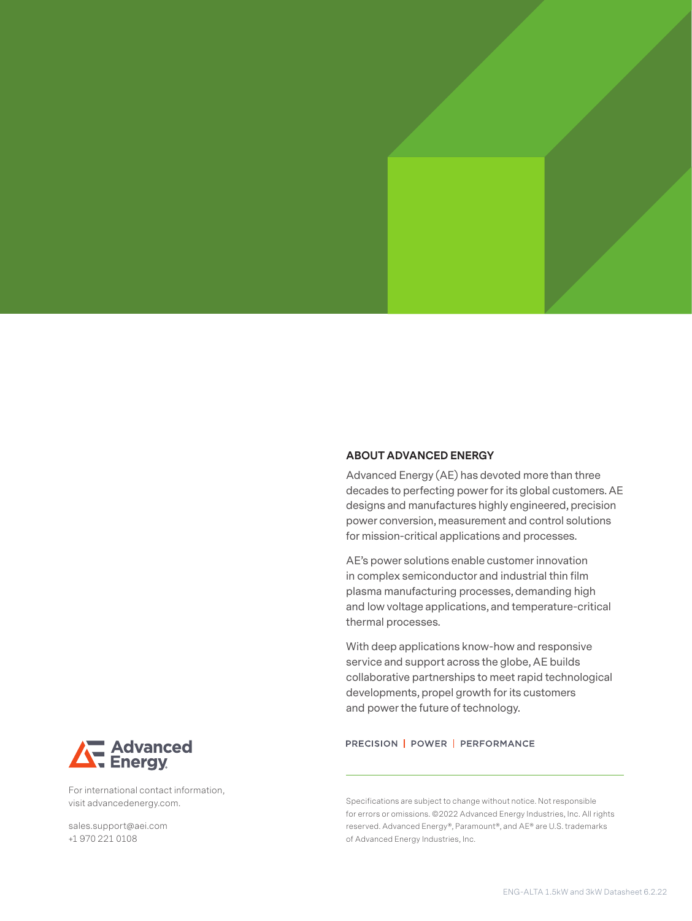## ABOUT ADVANCED ENERGY

Advanced Energy (AE) has devoted more than three decades to perfecting power for its global customers. AE designs and manufactures highly engineered, precision power conversion, measurement and control solutions for mission-critical applications and processes.

AE's power solutions enable customer innovation in complex semiconductor and industrial thin film plasma manufacturing processes, demanding high and low voltage applications, and temperature-critical thermal processes.

With deep applications know-how and responsive service and support across the globe, AE builds collaborative partnerships to meet rapid technological developments, propel growth for its customers and power the future of technology.

PRECISION | POWER | PERFORMANCE

Advanced Energy

For international contact information, visit advancedenergy.com.

sales.support@aei.com
+1 970 221 0108

Specifications are subject to change without notice. Not responsible for errors or omissions. ©2022 Advanced Energy Industries, Inc. All rights reserved. Advanced Energy®, Paramount®, and AE® are U.S. trademarks of Advanced Energy Industries, Inc.

ENG-ALTA 1.5kW and 3kW Datasheet 6.2.22